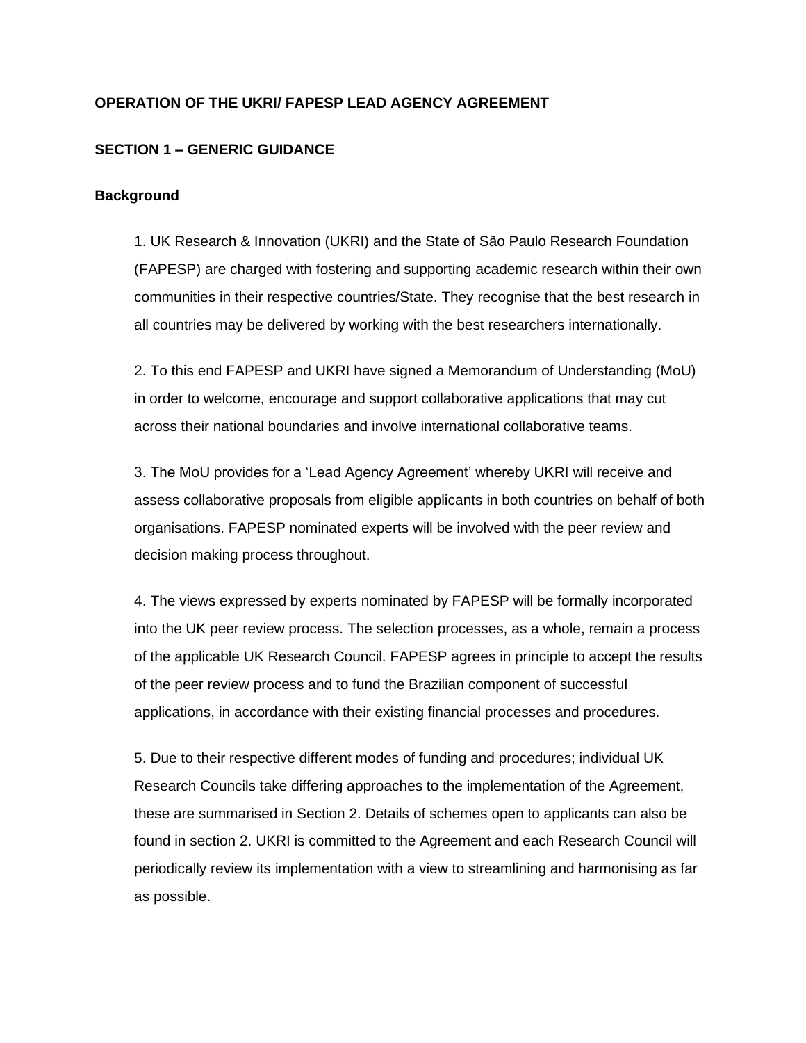# OPERATION OF THE UKRI/ FAPESP LEAD AGENCY AGREEMENT

## SECTION 1 – GENERIC GUIDANCE

### Background

1. UK Research & Innovation (UKRI) and the State of São Paulo Research Foundation (FAPESP) are charged with fostering and supporting academic research within their own communities in their respective countries/State. They recognise that the best research in all countries may be delivered by working with the best researchers internationally.

2. To this end FAPESP and UKRI have signed a Memorandum of Understanding (MoU) in order to welcome, encourage and support collaborative applications that may cut across their national boundaries and involve international collaborative teams.

3. The MoU provides for a 'Lead Agency Agreement' whereby UKRI will receive and assess collaborative proposals from eligible applicants in both countries on behalf of both organisations. FAPESP nominated experts will be involved with the peer review and decision making process throughout.

4. The views expressed by experts nominated by FAPESP will be formally incorporated into the UK peer review process. The selection processes, as a whole, remain a process of the applicable UK Research Council. FAPESP agrees in principle to accept the results of the peer review process and to fund the Brazilian component of successful applications, in accordance with their existing financial processes and procedures.

5. Due to their respective different modes of funding and procedures; individual UK Research Councils take differing approaches to the implementation of the Agreement, these are summarised in Section 2. Details of schemes open to applicants can also be found in section 2. UKRI is committed to the Agreement and each Research Council will periodically review its implementation with a view to streamlining and harmonising as far as possible.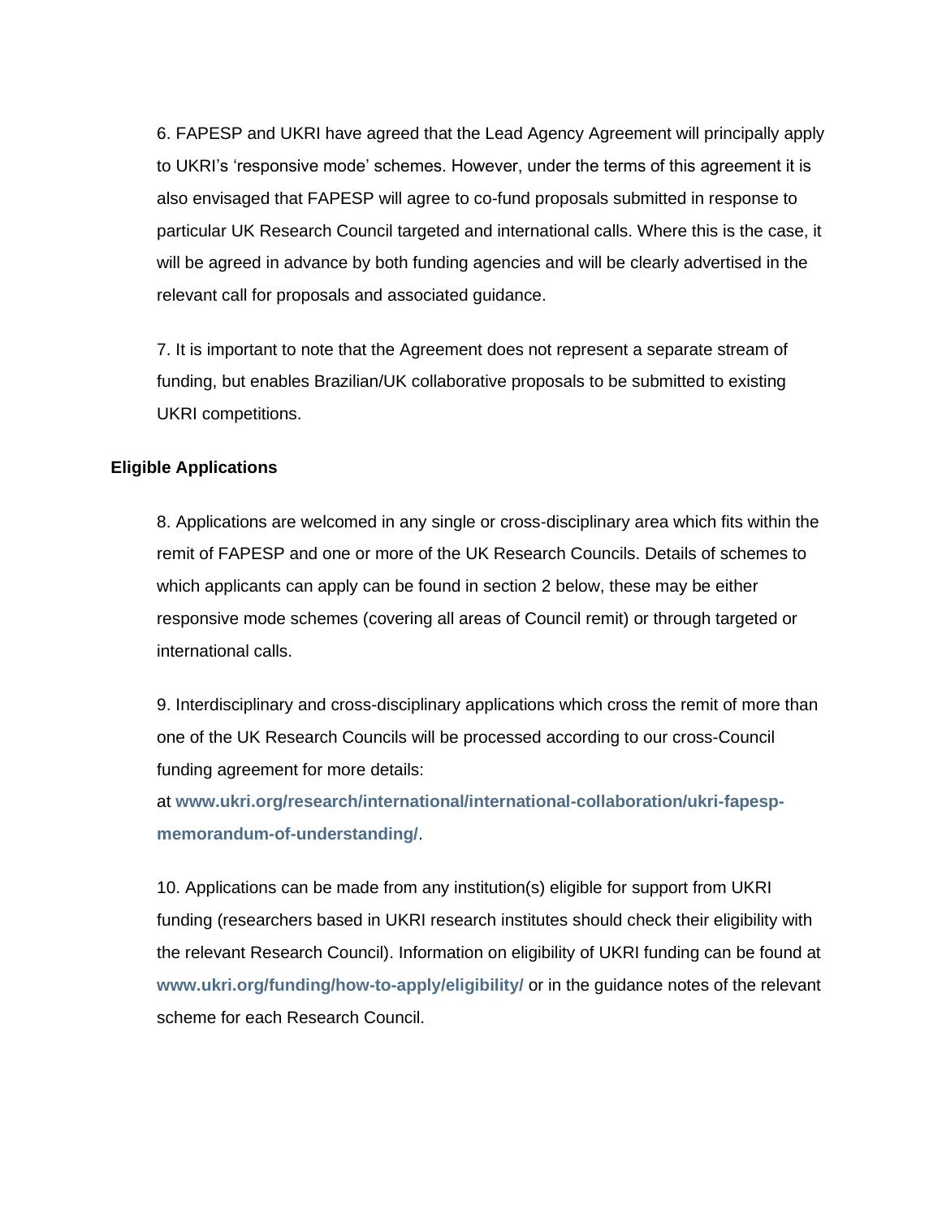6. FAPESP and UKRI have agreed that the Lead Agency Agreement will principally apply to UKRI's 'responsive mode' schemes. However, under the terms of this agreement it is also envisaged that FAPESP will agree to co-fund proposals submitted in response to particular UK Research Council targeted and international calls. Where this is the case, it will be agreed in advance by both funding agencies and will be clearly advertised in the relevant call for proposals and associated guidance.

7. It is important to note that the Agreement does not represent a separate stream of funding, but enables Brazilian/UK collaborative proposals to be submitted to existing UKRI competitions.

**Eligible Applications**

8. Applications are welcomed in any single or cross-disciplinary area which fits within the remit of FAPESP and one or more of the UK Research Councils. Details of schemes to which applicants can apply can be found in section 2 below, these may be either responsive mode schemes (covering all areas of Council remit) or through targeted or international calls.

9. Interdisciplinary and cross-disciplinary applications which cross the remit of more than one of the UK Research Councils will be processed according to our cross-Council funding agreement for more details: at **www.ukri.org/research/international/international-collaboration/ukri-fapesp-memorandum-of-understanding/**.

10. Applications can be made from any institution(s) eligible for support from UKRI funding (researchers based in UKRI research institutes should check their eligibility with the relevant Research Council). Information on eligibility of UKRI funding can be found at **www.ukri.org/funding/how-to-apply/eligibility/** or in the guidance notes of the relevant scheme for each Research Council.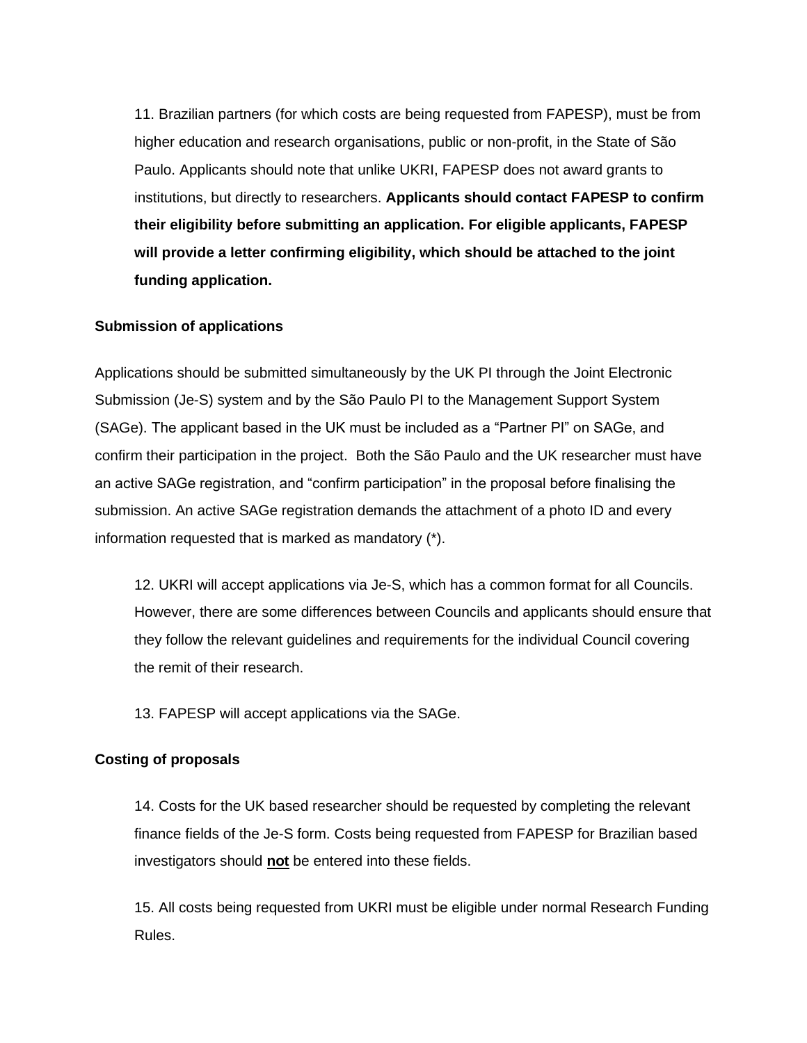11. Brazilian partners (for which costs are being requested from FAPESP), must be from higher education and research organisations, public or non-profit, in the State of São Paulo. Applicants should note that unlike UKRI, FAPESP does not award grants to institutions, but directly to researchers. **Applicants should contact FAPESP to confirm their eligibility before submitting an application. For eligible applicants, FAPESP will provide a letter confirming eligibility, which should be attached to the joint funding application.**

**Submission of applications**

Applications should be submitted simultaneously by the UK PI through the Joint Electronic Submission (Je-S) system and by the São Paulo PI to the Management Support System (SAGe). The applicant based in the UK must be included as a "Partner PI" on SAGe, and confirm their participation in the project. Both the São Paulo and the UK researcher must have an active SAGe registration, and "confirm participation" in the proposal before finalising the submission. An active SAGe registration demands the attachment of a photo ID and every information requested that is marked as mandatory (*).

12. UKRI will accept applications via Je-S, which has a common format for all Councils. However, there are some differences between Councils and applicants should ensure that they follow the relevant guidelines and requirements for the individual Council covering the remit of their research.

13. FAPESP will accept applications via the SAGe.

**Costing of proposals**

14. Costs for the UK based researcher should be requested by completing the relevant finance fields of the Je-S form. Costs being requested from FAPESP for Brazilian based investigators should **not** be entered into these fields.

15. All costs being requested from UKRI must be eligible under normal Research Funding Rules.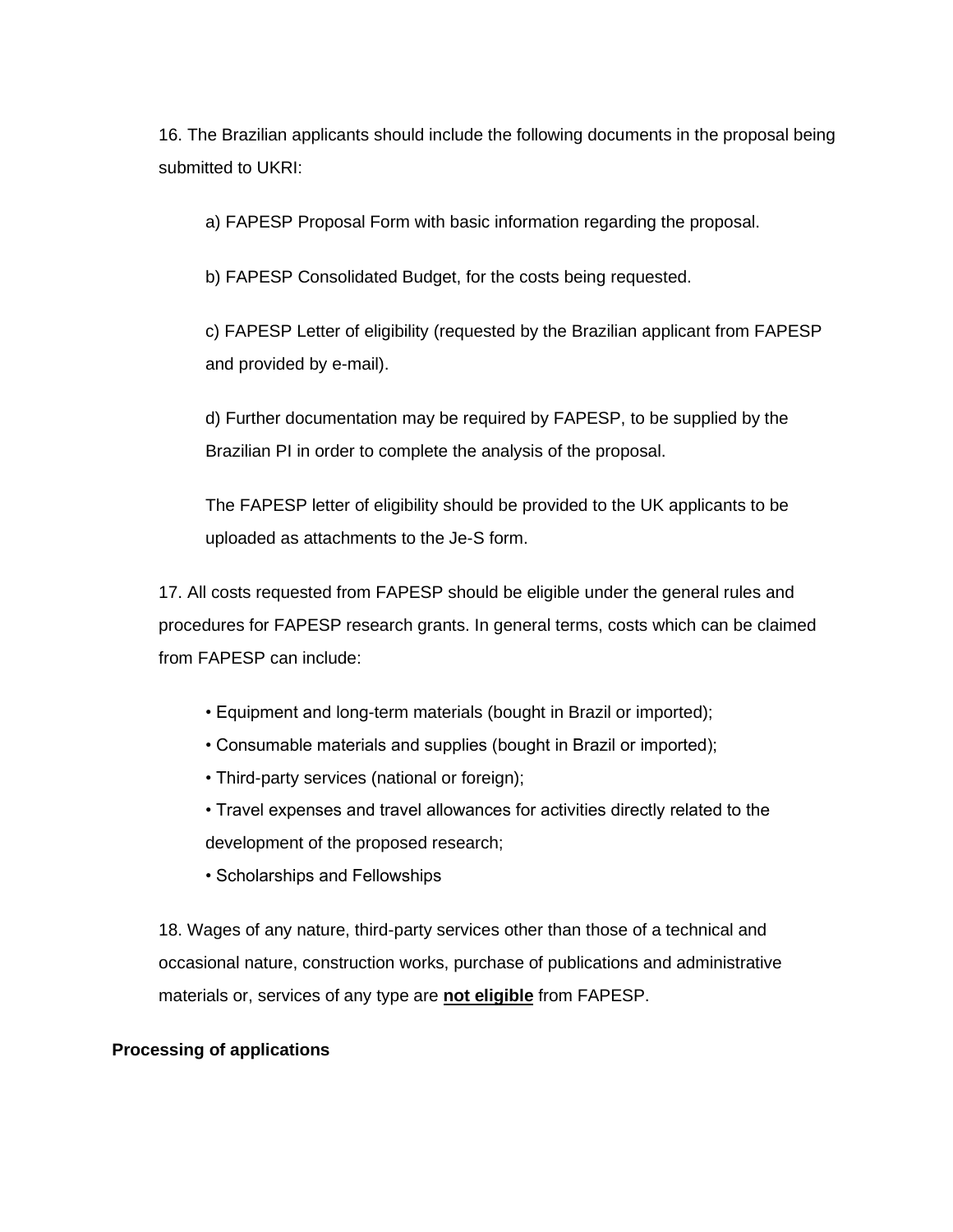16. The Brazilian applicants should include the following documents in the proposal being submitted to UKRI:

a) FAPESP Proposal Form with basic information regarding the proposal.

b) FAPESP Consolidated Budget, for the costs being requested.

c) FAPESP Letter of eligibility (requested by the Brazilian applicant from FAPESP and provided by e-mail).

d) Further documentation may be required by FAPESP, to be supplied by the Brazilian PI in order to complete the analysis of the proposal.

The FAPESP letter of eligibility should be provided to the UK applicants to be uploaded as attachments to the Je-S form.

17. All costs requested from FAPESP should be eligible under the general rules and procedures for FAPESP research grants. In general terms, costs which can be claimed from FAPESP can include:

- Equipment and long-term materials (bought in Brazil or imported);
- Consumable materials and supplies (bought in Brazil or imported);
- Third-party services (national or foreign);
- Travel expenses and travel allowances for activities directly related to the development of the proposed research;
- Scholarships and Fellowships

18. Wages of any nature, third-party services other than those of a technical and occasional nature, construction works, purchase of publications and administrative materials or, services of any type are **not eligible** from FAPESP.

**Processing of applications**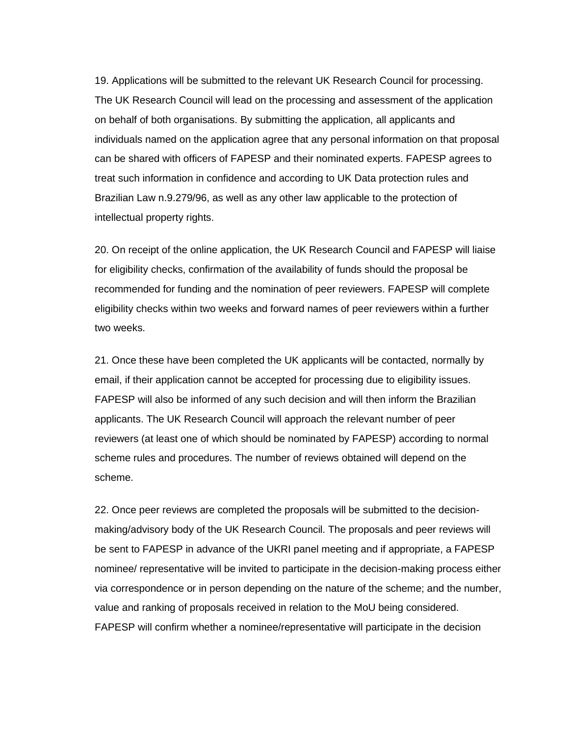19. Applications will be submitted to the relevant UK Research Council for processing. The UK Research Council will lead on the processing and assessment of the application on behalf of both organisations. By submitting the application, all applicants and individuals named on the application agree that any personal information on that proposal can be shared with officers of FAPESP and their nominated experts. FAPESP agrees to treat such information in confidence and according to UK Data protection rules and Brazilian Law n.9.279/96, as well as any other law applicable to the protection of intellectual property rights.

20. On receipt of the online application, the UK Research Council and FAPESP will liaise for eligibility checks, confirmation of the availability of funds should the proposal be recommended for funding and the nomination of peer reviewers. FAPESP will complete eligibility checks within two weeks and forward names of peer reviewers within a further two weeks.

21. Once these have been completed the UK applicants will be contacted, normally by email, if their application cannot be accepted for processing due to eligibility issues. FAPESP will also be informed of any such decision and will then inform the Brazilian applicants. The UK Research Council will approach the relevant number of peer reviewers (at least one of which should be nominated by FAPESP) according to normal scheme rules and procedures. The number of reviews obtained will depend on the scheme.

22. Once peer reviews are completed the proposals will be submitted to the decision-making/advisory body of the UK Research Council. The proposals and peer reviews will be sent to FAPESP in advance of the UKRI panel meeting and if appropriate, a FAPESP nominee/ representative will be invited to participate in the decision-making process either via correspondence or in person depending on the nature of the scheme; and the number, value and ranking of proposals received in relation to the MoU being considered. FAPESP will confirm whether a nominee/representative will participate in the decision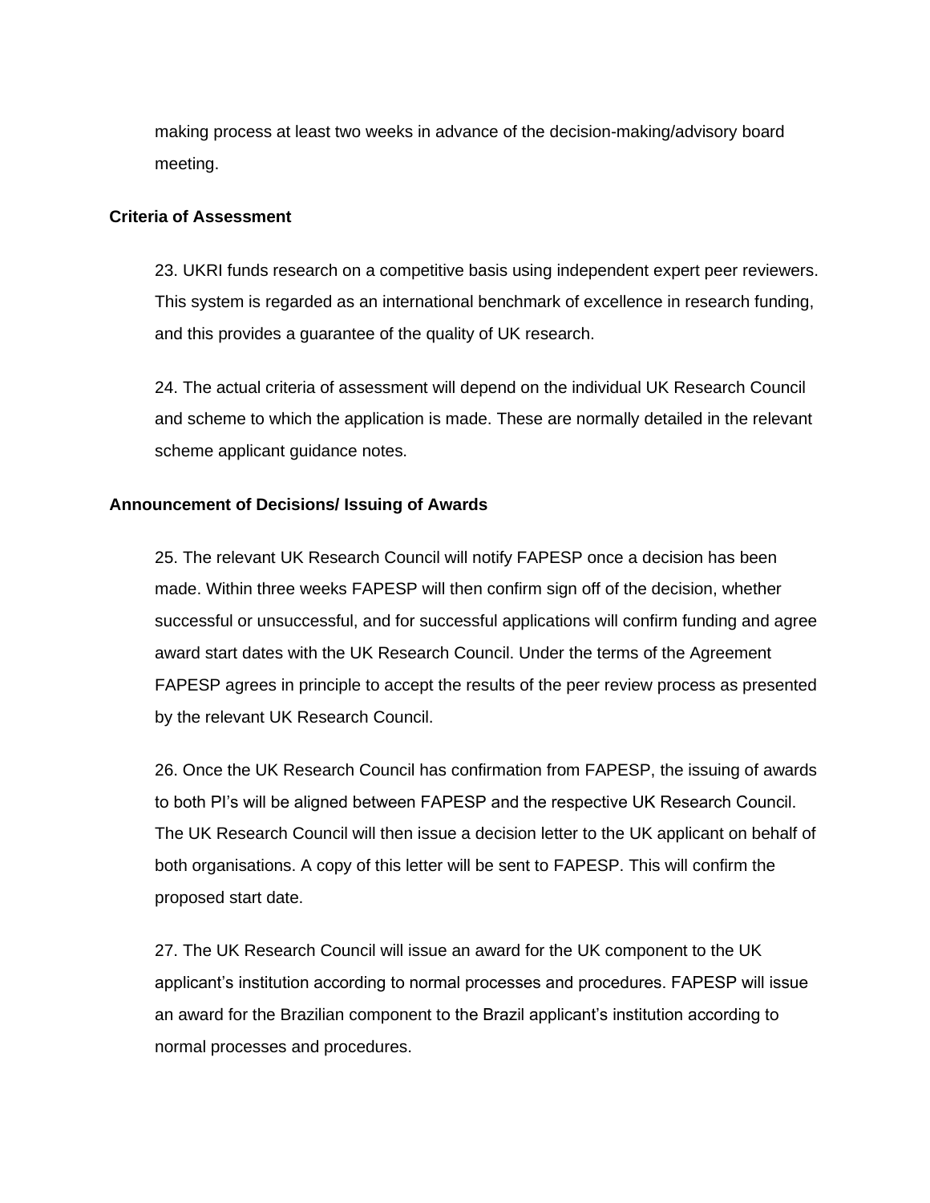making process at least two weeks in advance of the decision-making/advisory board meeting.

**Criteria of Assessment**

23. UKRI funds research on a competitive basis using independent expert peer reviewers. This system is regarded as an international benchmark of excellence in research funding, and this provides a guarantee of the quality of UK research.

24. The actual criteria of assessment will depend on the individual UK Research Council and scheme to which the application is made. These are normally detailed in the relevant scheme applicant guidance notes.

**Announcement of Decisions/ Issuing of Awards**

25. The relevant UK Research Council will notify FAPESP once a decision has been made. Within three weeks FAPESP will then confirm sign off of the decision, whether successful or unsuccessful, and for successful applications will confirm funding and agree award start dates with the UK Research Council. Under the terms of the Agreement FAPESP agrees in principle to accept the results of the peer review process as presented by the relevant UK Research Council.

26. Once the UK Research Council has confirmation from FAPESP, the issuing of awards to both PI's will be aligned between FAPESP and the respective UK Research Council. The UK Research Council will then issue a decision letter to the UK applicant on behalf of both organisations. A copy of this letter will be sent to FAPESP. This will confirm the proposed start date.

27. The UK Research Council will issue an award for the UK component to the UK applicant's institution according to normal processes and procedures. FAPESP will issue an award for the Brazilian component to the Brazil applicant's institution according to normal processes and procedures.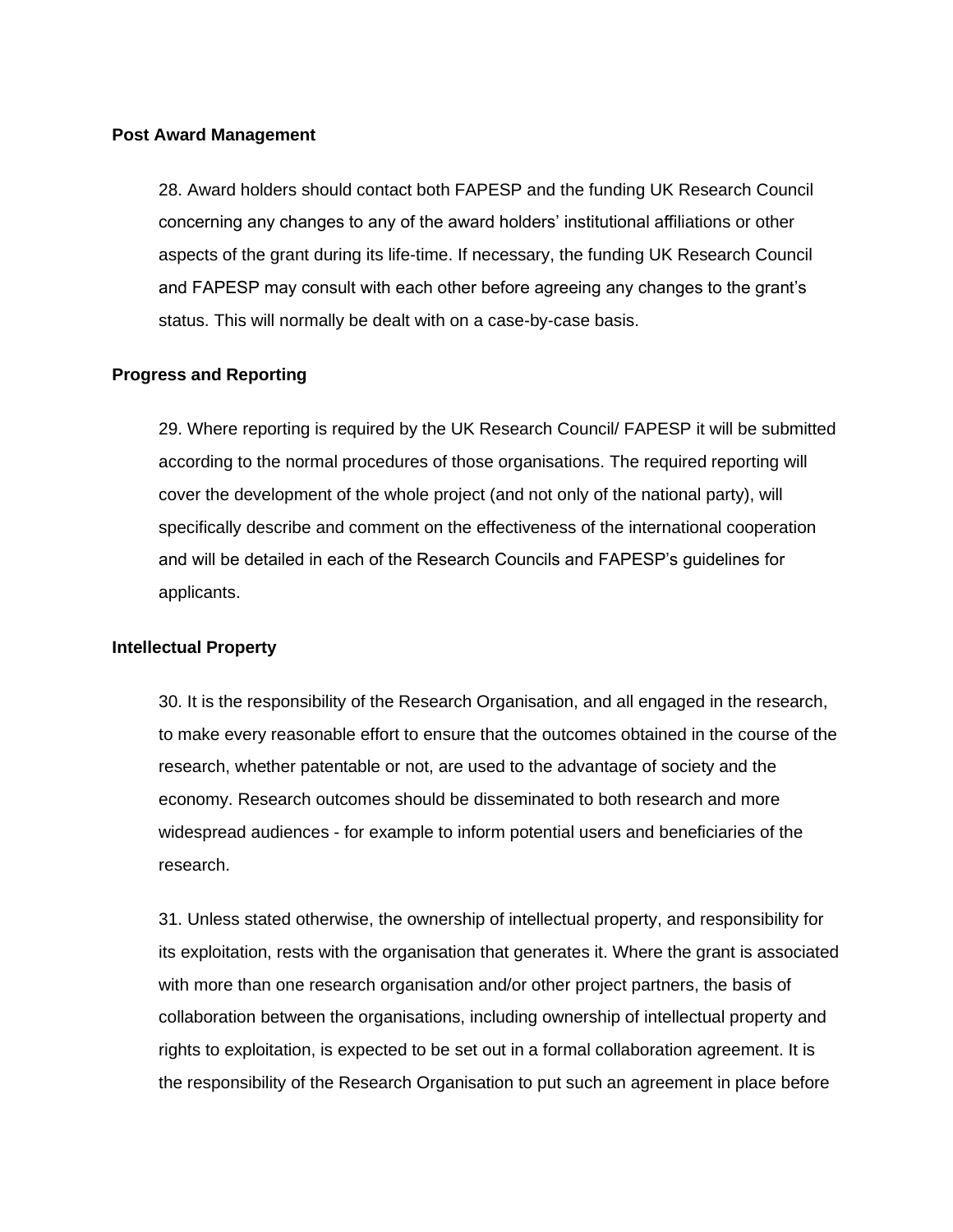**Post Award Management**

28. Award holders should contact both FAPESP and the funding UK Research Council concerning any changes to any of the award holders' institutional affiliations or other aspects of the grant during its life-time. If necessary, the funding UK Research Council and FAPESP may consult with each other before agreeing any changes to the grant's status. This will normally be dealt with on a case-by-case basis.

**Progress and Reporting**

29. Where reporting is required by the UK Research Council/ FAPESP it will be submitted according to the normal procedures of those organisations. The required reporting will cover the development of the whole project (and not only of the national party), will specifically describe and comment on the effectiveness of the international cooperation and will be detailed in each of the Research Councils and FAPESP's guidelines for applicants.

**Intellectual Property**

30. It is the responsibility of the Research Organisation, and all engaged in the research, to make every reasonable effort to ensure that the outcomes obtained in the course of the research, whether patentable or not, are used to the advantage of society and the economy. Research outcomes should be disseminated to both research and more widespread audiences - for example to inform potential users and beneficiaries of the research.

31. Unless stated otherwise, the ownership of intellectual property, and responsibility for its exploitation, rests with the organisation that generates it. Where the grant is associated with more than one research organisation and/or other project partners, the basis of collaboration between the organisations, including ownership of intellectual property and rights to exploitation, is expected to be set out in a formal collaboration agreement. It is the responsibility of the Research Organisation to put such an agreement in place before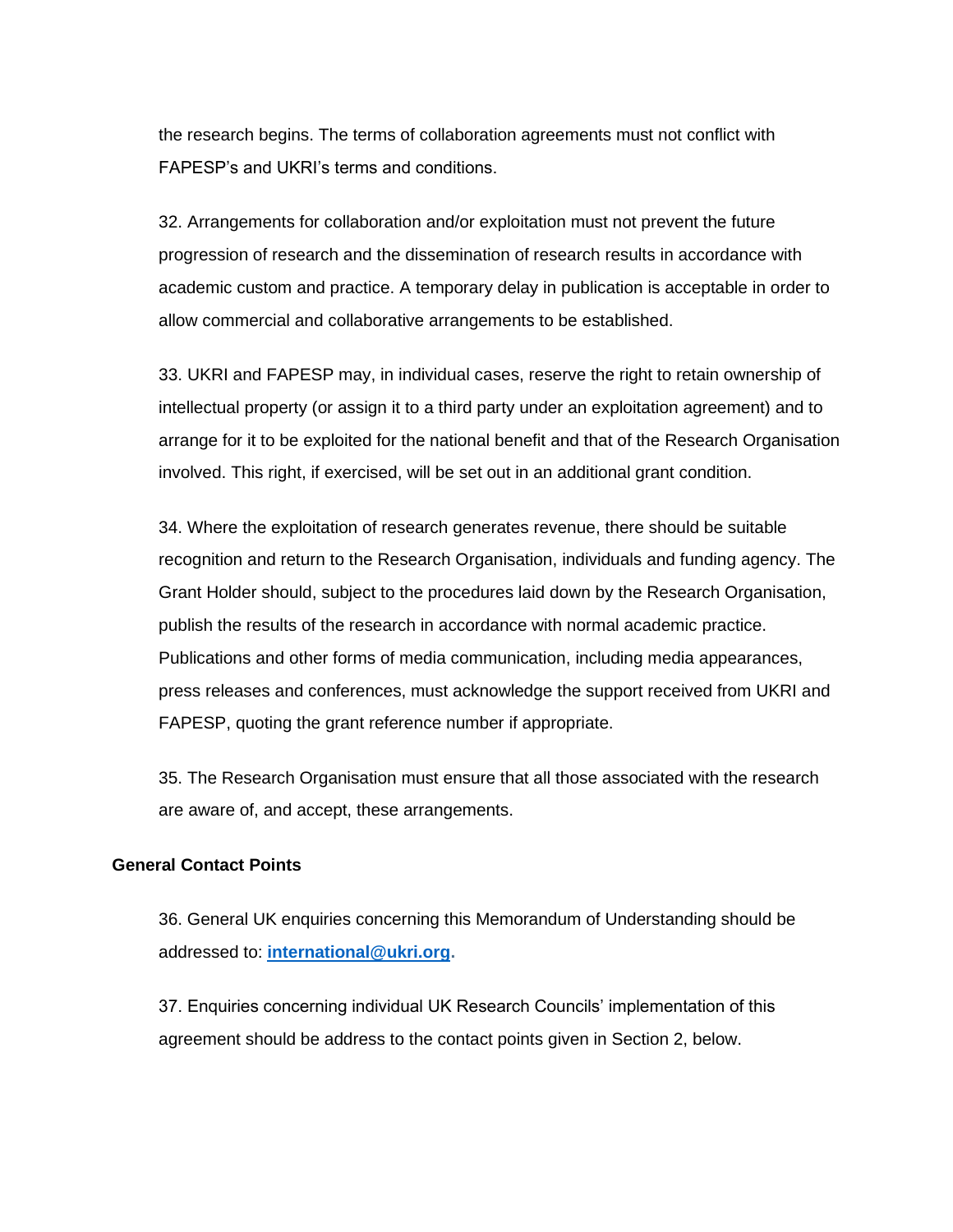the research begins. The terms of collaboration agreements must not conflict with FAPESP's and UKRI's terms and conditions.

32. Arrangements for collaboration and/or exploitation must not prevent the future progression of research and the dissemination of research results in accordance with academic custom and practice. A temporary delay in publication is acceptable in order to allow commercial and collaborative arrangements to be established.

33. UKRI and FAPESP may, in individual cases, reserve the right to retain ownership of intellectual property (or assign it to a third party under an exploitation agreement) and to arrange for it to be exploited for the national benefit and that of the Research Organisation involved. This right, if exercised, will be set out in an additional grant condition.

34. Where the exploitation of research generates revenue, there should be suitable recognition and return to the Research Organisation, individuals and funding agency. The Grant Holder should, subject to the procedures laid down by the Research Organisation, publish the results of the research in accordance with normal academic practice. Publications and other forms of media communication, including media appearances, press releases and conferences, must acknowledge the support received from UKRI and FAPESP, quoting the grant reference number if appropriate.

35. The Research Organisation must ensure that all those associated with the research are aware of, and accept, these arrangements.

### General Contact Points

36. General UK enquiries concerning this Memorandum of Understanding should be addressed to: **international@ukri.org**.

37. Enquiries concerning individual UK Research Councils' implementation of this agreement should be address to the contact points given in Section 2, below.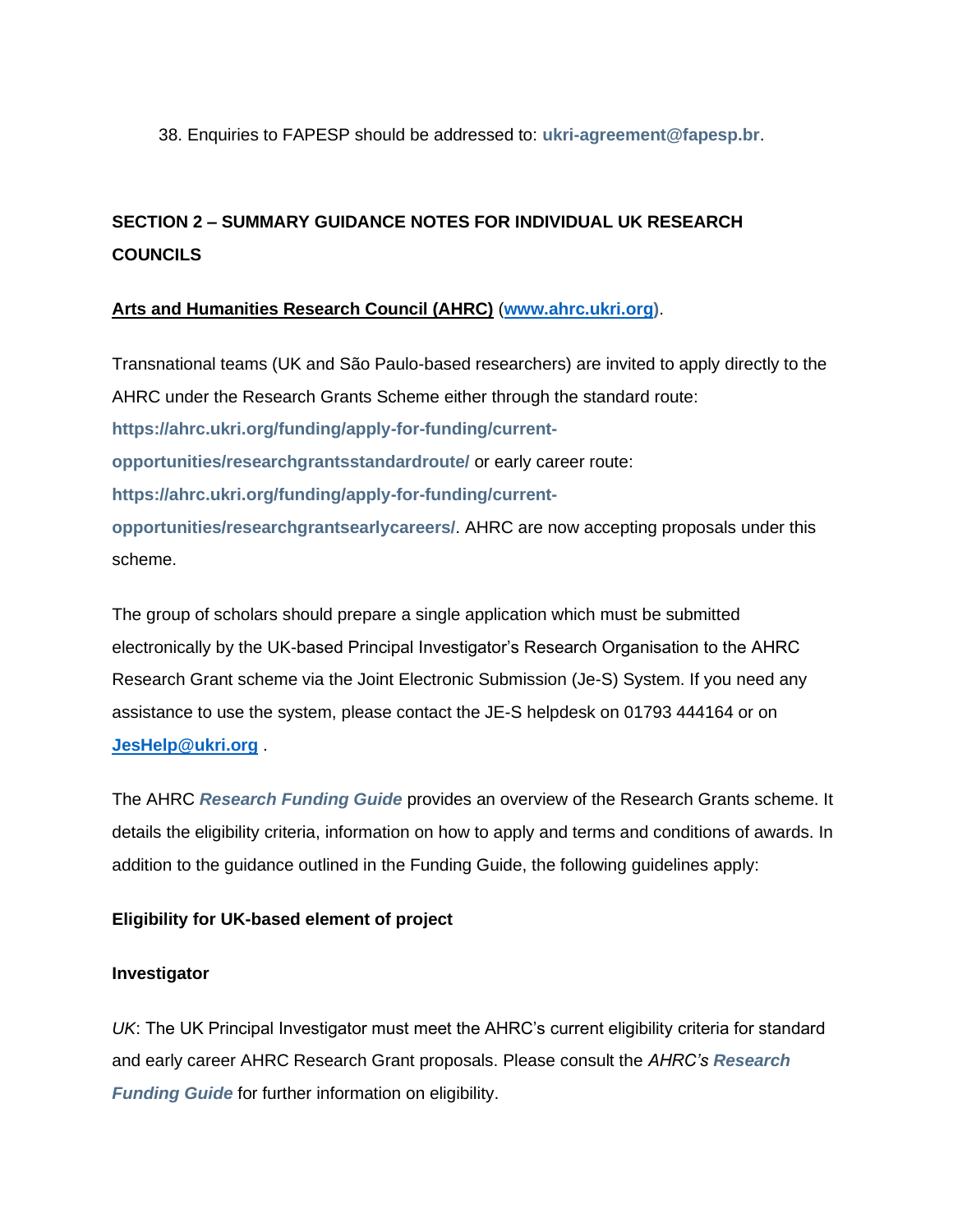38. Enquiries to FAPESP should be addressed to: **ukri-agreement@fapesp.br**.

## SECTION 2 – SUMMARY GUIDANCE NOTES FOR INDIVIDUAL UK RESEARCH COUNCILS

### Arts and Humanities Research Council (AHRC) (www.ahrc.ukri.org).

Transnational teams (UK and São Paulo-based researchers) are invited to apply directly to the AHRC under the Research Grants Scheme either through the standard route: **https://ahrc.ukri.org/funding/apply-for-funding/current-opportunities/researchgrantsstandardroute/** or early career route: **https://ahrc.ukri.org/funding/apply-for-funding/current-opportunities/researchgrantsearlycareers/**. AHRC are now accepting proposals under this scheme.

The group of scholars should prepare a single application which must be submitted electronically by the UK-based Principal Investigator's Research Organisation to the AHRC Research Grant scheme via the Joint Electronic Submission (Je-S) System. If you need any assistance to use the system, please contact the JE-S helpdesk on 01793 444164 or on **JesHelp@ukri.org** .

The AHRC ***Research Funding Guide*** provides an overview of the Research Grants scheme. It details the eligibility criteria, information on how to apply and terms and conditions of awards. In addition to the guidance outlined in the Funding Guide, the following guidelines apply:

**Eligibility for UK-based element of project**

**Investigator**

*UK*: The UK Principal Investigator must meet the AHRC's current eligibility criteria for standard and early career AHRC Research Grant proposals. Please consult the *AHRC's* ***Research Funding Guide*** for further information on eligibility.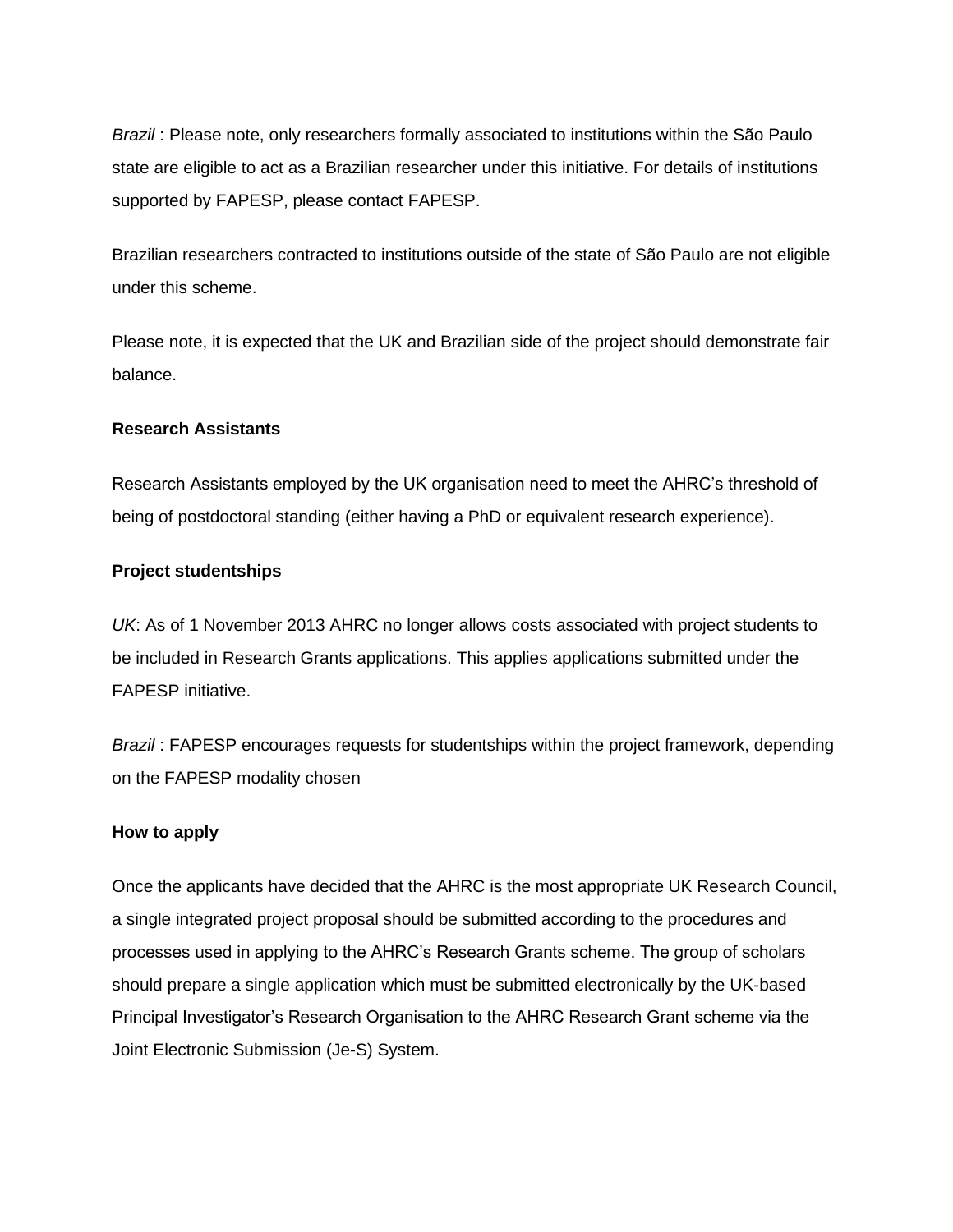*Brazil* : Please note, only researchers formally associated to institutions within the São Paulo state are eligible to act as a Brazilian researcher under this initiative. For details of institutions supported by FAPESP, please contact FAPESP.

Brazilian researchers contracted to institutions outside of the state of São Paulo are not eligible under this scheme.

Please note, it is expected that the UK and Brazilian side of the project should demonstrate fair balance.

**Research Assistants**

Research Assistants employed by the UK organisation need to meet the AHRC's threshold of being of postdoctoral standing (either having a PhD or equivalent research experience).

**Project studentships**

*UK*: As of 1 November 2013 AHRC no longer allows costs associated with project students to be included in Research Grants applications. This applies applications submitted under the FAPESP initiative.

*Brazil* : FAPESP encourages requests for studentships within the project framework, depending on the FAPESP modality chosen

**How to apply**

Once the applicants have decided that the AHRC is the most appropriate UK Research Council, a single integrated project proposal should be submitted according to the procedures and processes used in applying to the AHRC's Research Grants scheme. The group of scholars should prepare a single application which must be submitted electronically by the UK-based Principal Investigator's Research Organisation to the AHRC Research Grant scheme via the Joint Electronic Submission (Je-S) System.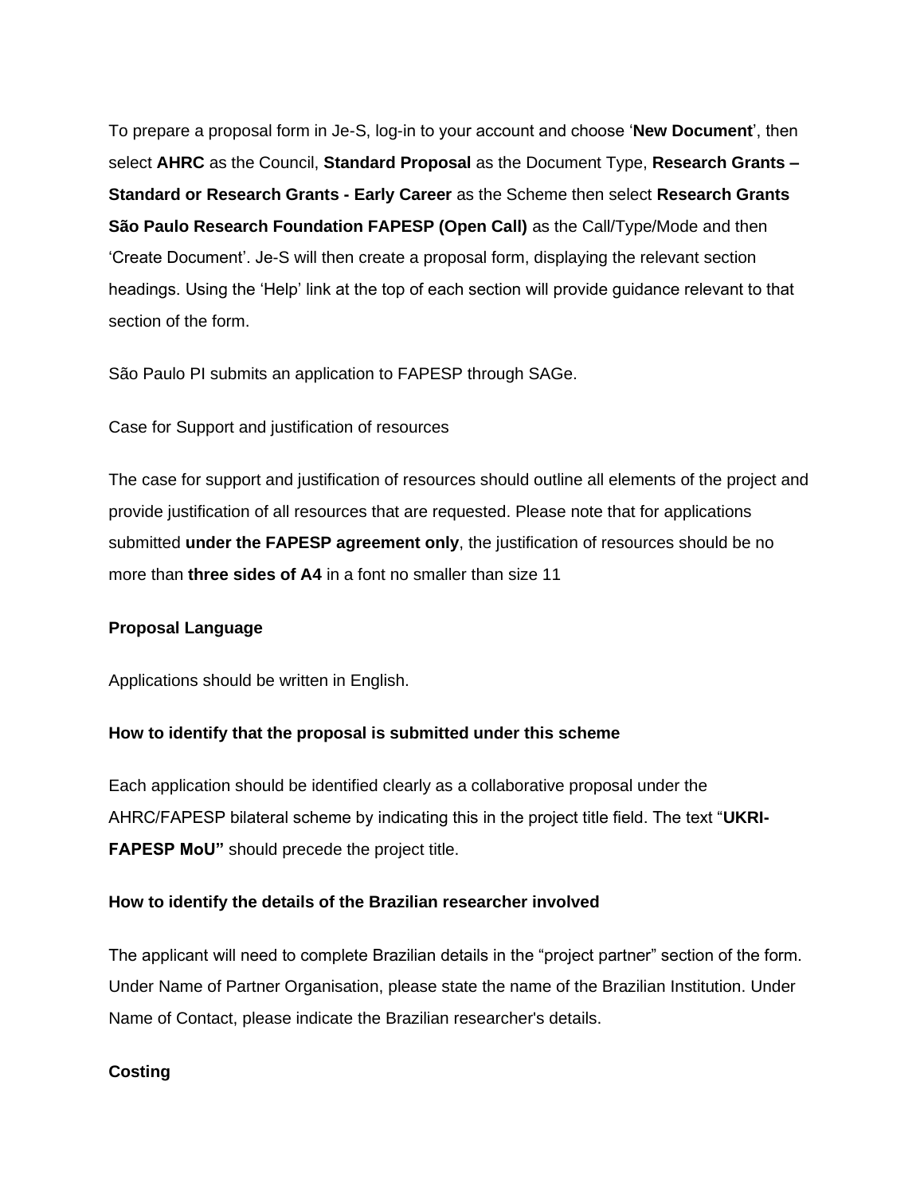To prepare a proposal form in Je-S, log-in to your account and choose '**New Document**', then select **AHRC** as the Council, **Standard Proposal** as the Document Type, **Research Grants – Standard or Research Grants - Early Career** as the Scheme then select **Research Grants São Paulo Research Foundation FAPESP (Open Call)** as the Call/Type/Mode and then 'Create Document'. Je-S will then create a proposal form, displaying the relevant section headings. Using the 'Help' link at the top of each section will provide guidance relevant to that section of the form.

São Paulo PI submits an application to FAPESP through SAGe.

Case for Support and justification of resources

The case for support and justification of resources should outline all elements of the project and provide justification of all resources that are requested. Please note that for applications submitted **under the FAPESP agreement only**, the justification of resources should be no more than **three sides of A4** in a font no smaller than size 11

**Proposal Language**

Applications should be written in English.

**How to identify that the proposal is submitted under this scheme**

Each application should be identified clearly as a collaborative proposal under the AHRC/FAPESP bilateral scheme by indicating this in the project title field. The text "**UKRI-FAPESP MoU"** should precede the project title.

**How to identify the details of the Brazilian researcher involved**

The applicant will need to complete Brazilian details in the "project partner" section of the form. Under Name of Partner Organisation, please state the name of the Brazilian Institution. Under Name of Contact, please indicate the Brazilian researcher's details.

**Costing**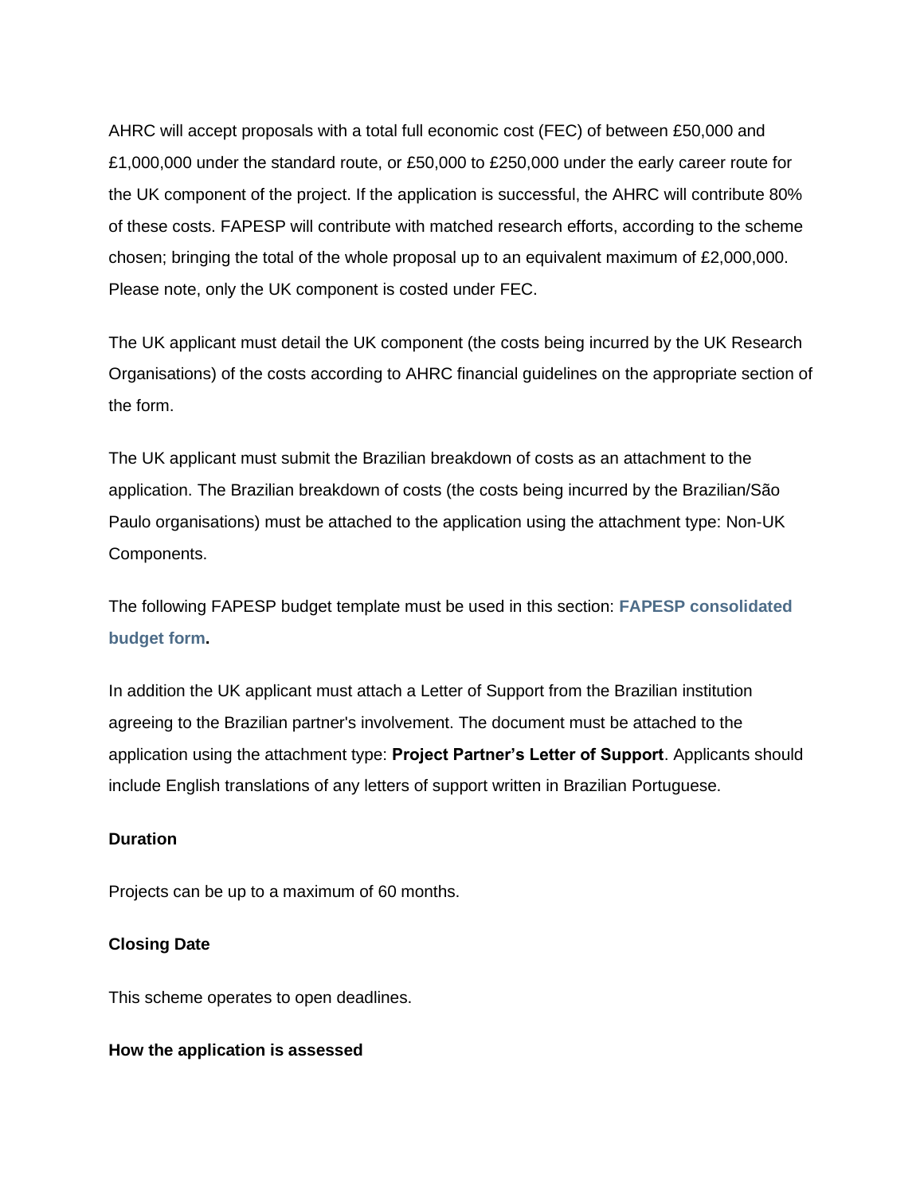AHRC will accept proposals with a total full economic cost (FEC) of between £50,000 and £1,000,000 under the standard route, or £50,000 to £250,000 under the early career route for the UK component of the project. If the application is successful, the AHRC will contribute 80% of these costs. FAPESP will contribute with matched research efforts, according to the scheme chosen; bringing the total of the whole proposal up to an equivalent maximum of £2,000,000. Please note, only the UK component is costed under FEC.

The UK applicant must detail the UK component (the costs being incurred by the UK Research Organisations) of the costs according to AHRC financial guidelines on the appropriate section of the form.

The UK applicant must submit the Brazilian breakdown of costs as an attachment to the application. The Brazilian breakdown of costs (the costs being incurred by the Brazilian/São Paulo organisations) must be attached to the application using the attachment type: Non-UK Components.

The following FAPESP budget template must be used in this section: **FAPESP consolidated budget form.**

In addition the UK applicant must attach a Letter of Support from the Brazilian institution agreeing to the Brazilian partner's involvement. The document must be attached to the application using the attachment type: **Project Partner's Letter of Support**. Applicants should include English translations of any letters of support written in Brazilian Portuguese.

**Duration**

Projects can be up to a maximum of 60 months.

**Closing Date**

This scheme operates to open deadlines.

**How the application is assessed**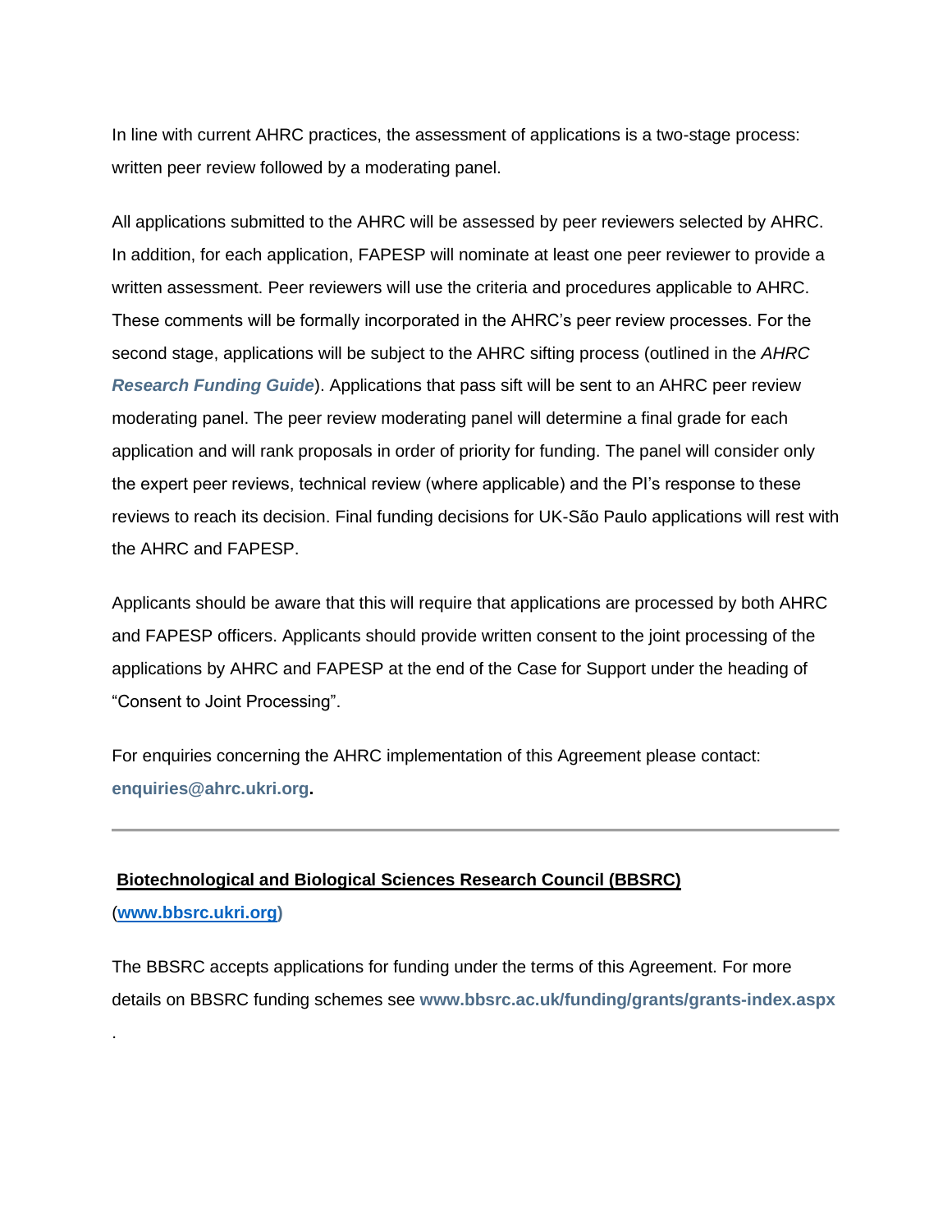In line with current AHRC practices, the assessment of applications is a two-stage process: written peer review followed by a moderating panel.

All applications submitted to the AHRC will be assessed by peer reviewers selected by AHRC. In addition, for each application, FAPESP will nominate at least one peer reviewer to provide a written assessment. Peer reviewers will use the criteria and procedures applicable to AHRC. These comments will be formally incorporated in the AHRC's peer review processes. For the second stage, applications will be subject to the AHRC sifting process (outlined in the *AHRC* ***Research Funding Guide***). Applications that pass sift will be sent to an AHRC peer review moderating panel. The peer review moderating panel will determine a final grade for each application and will rank proposals in order of priority for funding. The panel will consider only the expert peer reviews, technical review (where applicable) and the PI's response to these reviews to reach its decision. Final funding decisions for UK-São Paulo applications will rest with the AHRC and FAPESP.

Applicants should be aware that this will require that applications are processed by both AHRC and FAPESP officers. Applicants should provide written consent to the joint processing of the applications by AHRC and FAPESP at the end of the Case for Support under the heading of "Consent to Joint Processing".

For enquiries concerning the AHRC implementation of this Agreement please contact: **enquiries@ahrc.ukri.org.**

---

**Biotechnological and Biological Sciences Research Council (BBSRC)**

(**www.bbsrc.ukri.org**)

The BBSRC accepts applications for funding under the terms of this Agreement. For more details on BBSRC funding schemes see **www.bbsrc.ac.uk/funding/grants/grants-index.aspx**

.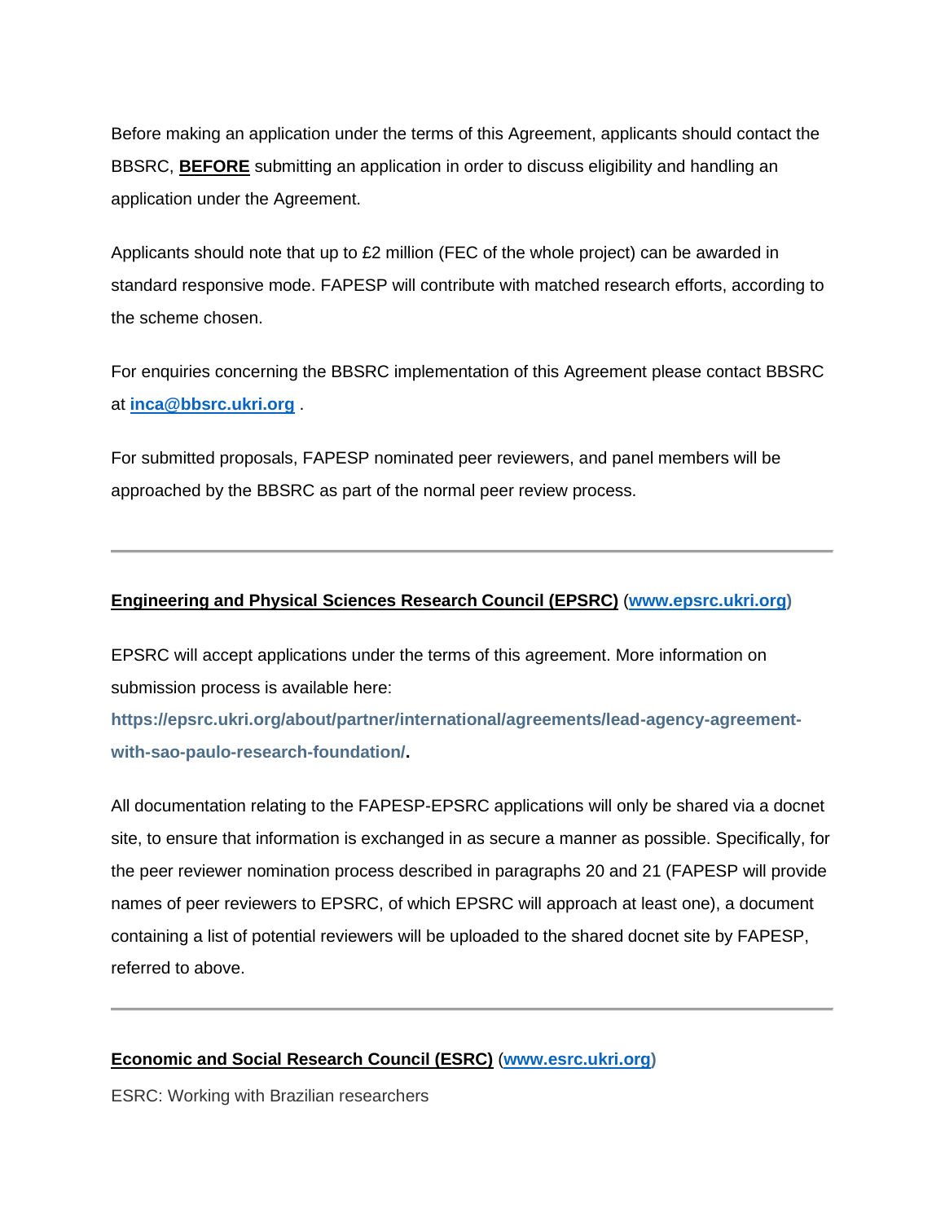Before making an application under the terms of this Agreement, applicants should contact the BBSRC, **BEFORE** submitting an application in order to discuss eligibility and handling an application under the Agreement.

Applicants should note that up to £2 million (FEC of the whole project) can be awarded in standard responsive mode. FAPESP will contribute with matched research efforts, according to the scheme chosen.

For enquiries concerning the BBSRC implementation of this Agreement please contact BBSRC at **inca@bbsrc.ukri.org** .

For submitted proposals, FAPESP nominated peer reviewers, and panel members will be approached by the BBSRC as part of the normal peer review process.

---

**Engineering and Physical Sciences Research Council (EPSRC)** (**www.epsrc.ukri.org**)

EPSRC will accept applications under the terms of this agreement. More information on submission process is available here: **https://epsrc.ukri.org/about/partner/international/agreements/lead-agency-agreement-with-sao-paulo-research-foundation/.**

All documentation relating to the FAPESP-EPSRC applications will only be shared via a docnet site, to ensure that information is exchanged in as secure a manner as possible. Specifically, for the peer reviewer nomination process described in paragraphs 20 and 21 (FAPESP will provide names of peer reviewers to EPSRC, of which EPSRC will approach at least one), a document containing a list of potential reviewers will be uploaded to the shared docnet site by FAPESP, referred to above.

---

**Economic and Social Research Council (ESRC)** (**www.esrc.ukri.org**)

ESRC: Working with Brazilian researchers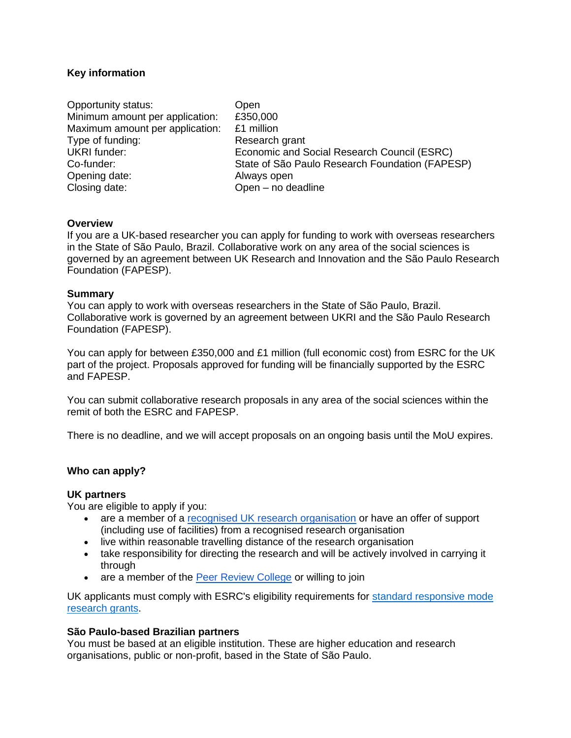**Key information**

| | |
|---|---|
| Opportunity status: | Open |
| Minimum amount per application: | £350,000 |
| Maximum amount per application: | £1 million |
| Type of funding: | Research grant |
| UKRI funder: | Economic and Social Research Council (ESRC) |
| Co-funder: | State of São Paulo Research Foundation (FAPESP) |
| Opening date: | Always open |
| Closing date: | Open – no deadline |

**Overview**

If you are a UK-based researcher you can apply for funding to work with overseas researchers in the State of São Paulo, Brazil. Collaborative work on any area of the social sciences is governed by an agreement between UK Research and Innovation and the São Paulo Research Foundation (FAPESP).

**Summary**

You can apply to work with overseas researchers in the State of São Paulo, Brazil. Collaborative work is governed by an agreement between UKRI and the São Paulo Research Foundation (FAPESP).

You can apply for between £350,000 and £1 million (full economic cost) from ESRC for the UK part of the project. Proposals approved for funding will be financially supported by the ESRC and FAPESP.

You can submit collaborative research proposals in any area of the social sciences within the remit of both the ESRC and FAPESP.

There is no deadline, and we will accept proposals on an ongoing basis until the MoU expires.

**Who can apply?**

**UK partners**

You are eligible to apply if you:

- are a member of a recognised UK research organisation or have an offer of support (including use of facilities) from a recognised research organisation
- live within reasonable travelling distance of the research organisation
- take responsibility for directing the research and will be actively involved in carrying it through
- are a member of the Peer Review College or willing to join

UK applicants must comply with ESRC's eligibility requirements for standard responsive mode research grants.

**São Paulo-based Brazilian partners**

You must be based at an eligible institution. These are higher education and research organisations, public or non-profit, based in the State of São Paulo.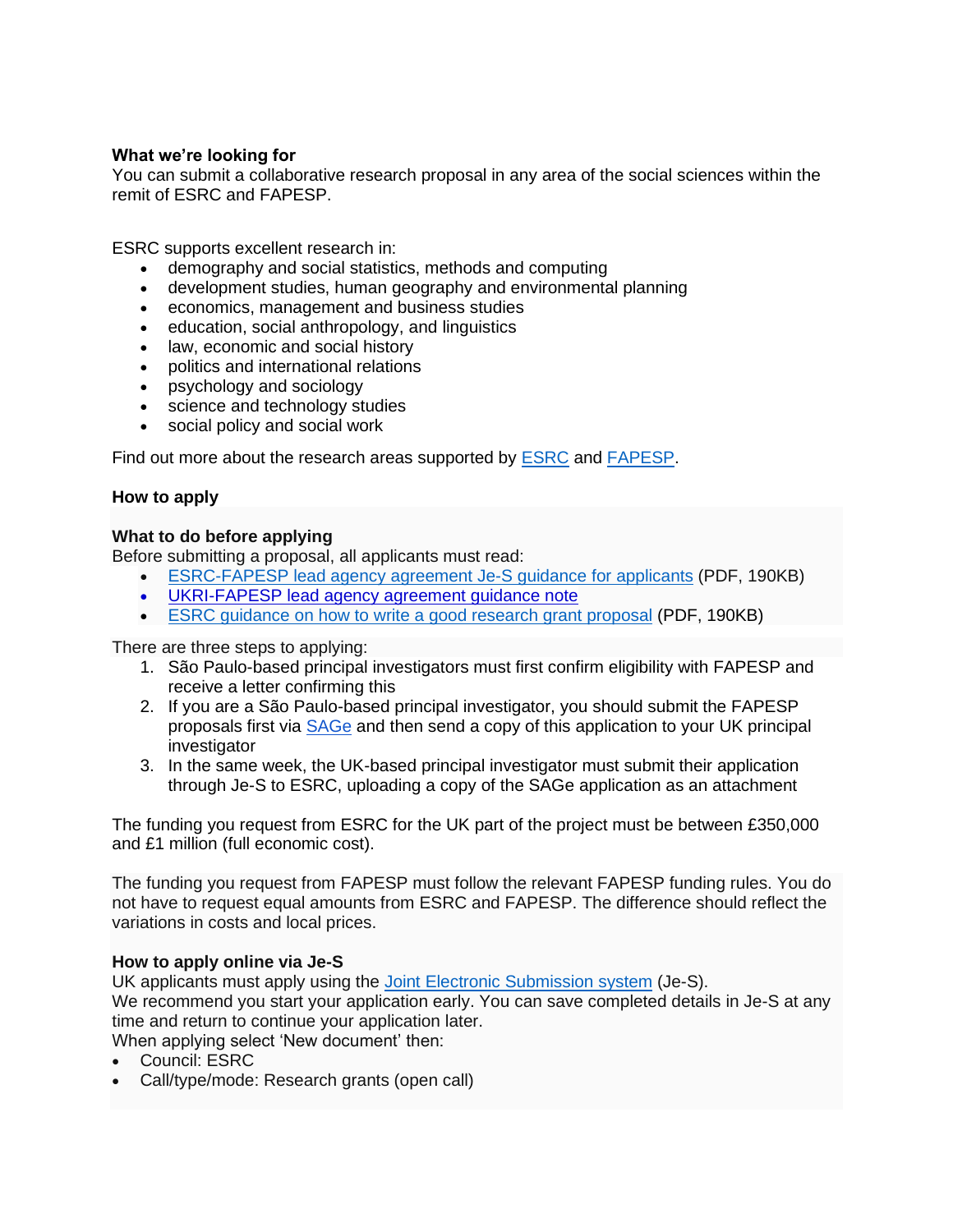**What we're looking for**

You can submit a collaborative research proposal in any area of the social sciences within the remit of ESRC and FAPESP.

ESRC supports excellent research in:

- demography and social statistics, methods and computing
- development studies, human geography and environmental planning
- economics, management and business studies
- education, social anthropology, and linguistics
- law, economic and social history
- politics and international relations
- psychology and sociology
- science and technology studies
- social policy and social work

Find out more about the research areas supported by ESRC and FAPESP.

**How to apply**

**What to do before applying**

Before submitting a proposal, all applicants must read:

- ESRC-FAPESP lead agency agreement Je-S guidance for applicants (PDF, 190KB)
- UKRI-FAPESP lead agency agreement guidance note
- ESRC guidance on how to write a good research grant proposal (PDF, 190KB)

There are three steps to applying:

1. São Paulo-based principal investigators must first confirm eligibility with FAPESP and receive a letter confirming this
2. If you are a São Paulo-based principal investigator, you should submit the FAPESP proposals first via SAGe and then send a copy of this application to your UK principal investigator
3. In the same week, the UK-based principal investigator must submit their application through Je-S to ESRC, uploading a copy of the SAGe application as an attachment

The funding you request from ESRC for the UK part of the project must be between £350,000 and £1 million (full economic cost).

The funding you request from FAPESP must follow the relevant FAPESP funding rules. You do not have to request equal amounts from ESRC and FAPESP. The difference should reflect the variations in costs and local prices.

**How to apply online via Je-S**

UK applicants must apply using the Joint Electronic Submission system (Je-S).
We recommend you start your application early. You can save completed details in Je-S at any time and return to continue your application later.
When applying select 'New document' then:

- Council: ESRC
- Call/type/mode: Research grants (open call)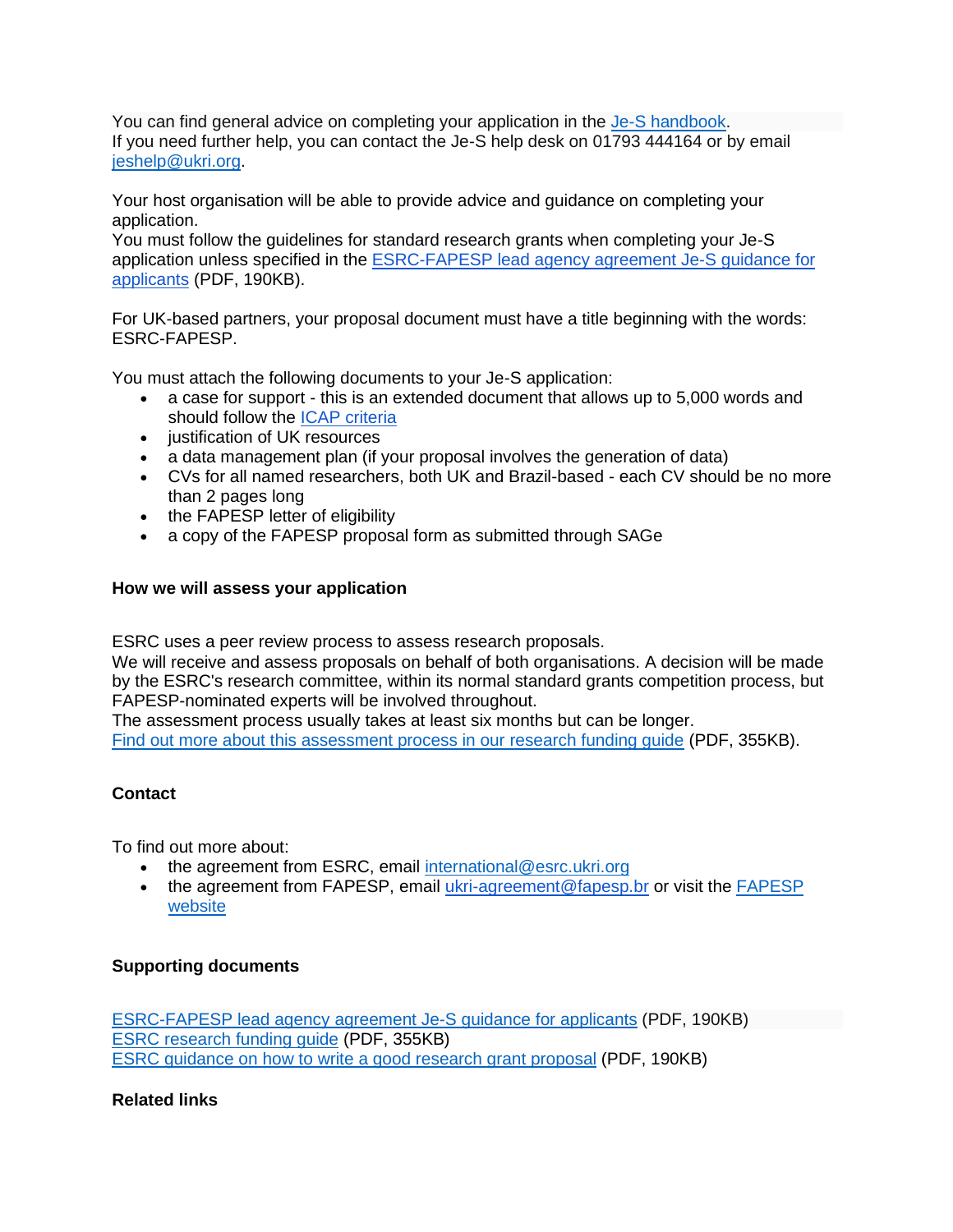You can find general advice on completing your application in the Je-S handbook.
If you need further help, you can contact the Je-S help desk on 01793 444164 or by email jeshelp@ukri.org.

Your host organisation will be able to provide advice and guidance on completing your application.
You must follow the guidelines for standard research grants when completing your Je-S application unless specified in the ESRC-FAPESP lead agency agreement Je-S guidance for applicants (PDF, 190KB).

For UK-based partners, your proposal document must have a title beginning with the words: ESRC-FAPESP.

You must attach the following documents to your Je-S application:

- a case for support - this is an extended document that allows up to 5,000 words and should follow the ICAP criteria
- justification of UK resources
- a data management plan (if your proposal involves the generation of data)
- CVs for all named researchers, both UK and Brazil-based - each CV should be no more than 2 pages long
- the FAPESP letter of eligibility
- a copy of the FAPESP proposal form as submitted through SAGe

**How we will assess your application**

ESRC uses a peer review process to assess research proposals.
We will receive and assess proposals on behalf of both organisations. A decision will be made by the ESRC's research committee, within its normal standard grants competition process, but FAPESP-nominated experts will be involved throughout.
The assessment process usually takes at least six months but can be longer.
Find out more about this assessment process in our research funding guide (PDF, 355KB).

**Contact**

To find out more about:

- the agreement from ESRC, email international@esrc.ukri.org
- the agreement from FAPESP, email ukri-agreement@fapesp.br or visit the FAPESP website

**Supporting documents**

ESRC-FAPESP lead agency agreement Je-S guidance for applicants (PDF, 190KB)
ESRC research funding guide (PDF, 355KB)
ESRC guidance on how to write a good research grant proposal (PDF, 190KB)

**Related links**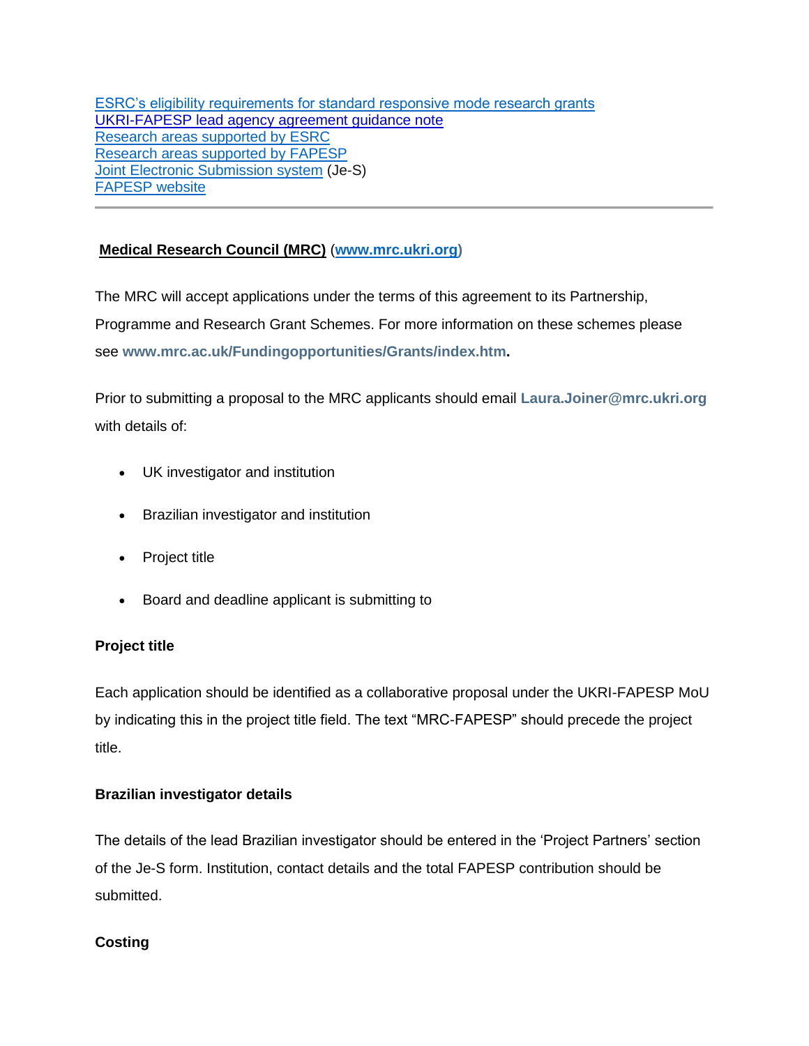[ESC's eligibility requirements for standard responsive mode research grants](#)
[UKRI-FAPESP lead agency agreement guidance note](#)
[Research areas supported by ESRC](#)
[Research areas supported by FAPESP](#)
[Joint Electronic Submission system](#) (Je-S)
[FAPESP website](#)

---

**Medical Research Council (MRC)** (**www.mrc.ukri.org**)

The MRC will accept applications under the terms of this agreement to its Partnership, Programme and Research Grant Schemes. For more information on these schemes please see **www.mrc.ac.uk/Fundingopportunities/Grants/index.htm.**

Prior to submitting a proposal to the MRC applicants should email **Laura.Joiner@mrc.ukri.org** with details of:

- UK investigator and institution
- Brazilian investigator and institution
- Project title
- Board and deadline applicant is submitting to

**Project title**

Each application should be identified as a collaborative proposal under the UKRI-FAPESP MoU by indicating this in the project title field. The text "MRC-FAPESP" should precede the project title.

**Brazilian investigator details**

The details of the lead Brazilian investigator should be entered in the 'Project Partners' section of the Je-S form. Institution, contact details and the total FAPESP contribution should be submitted.

**Costing**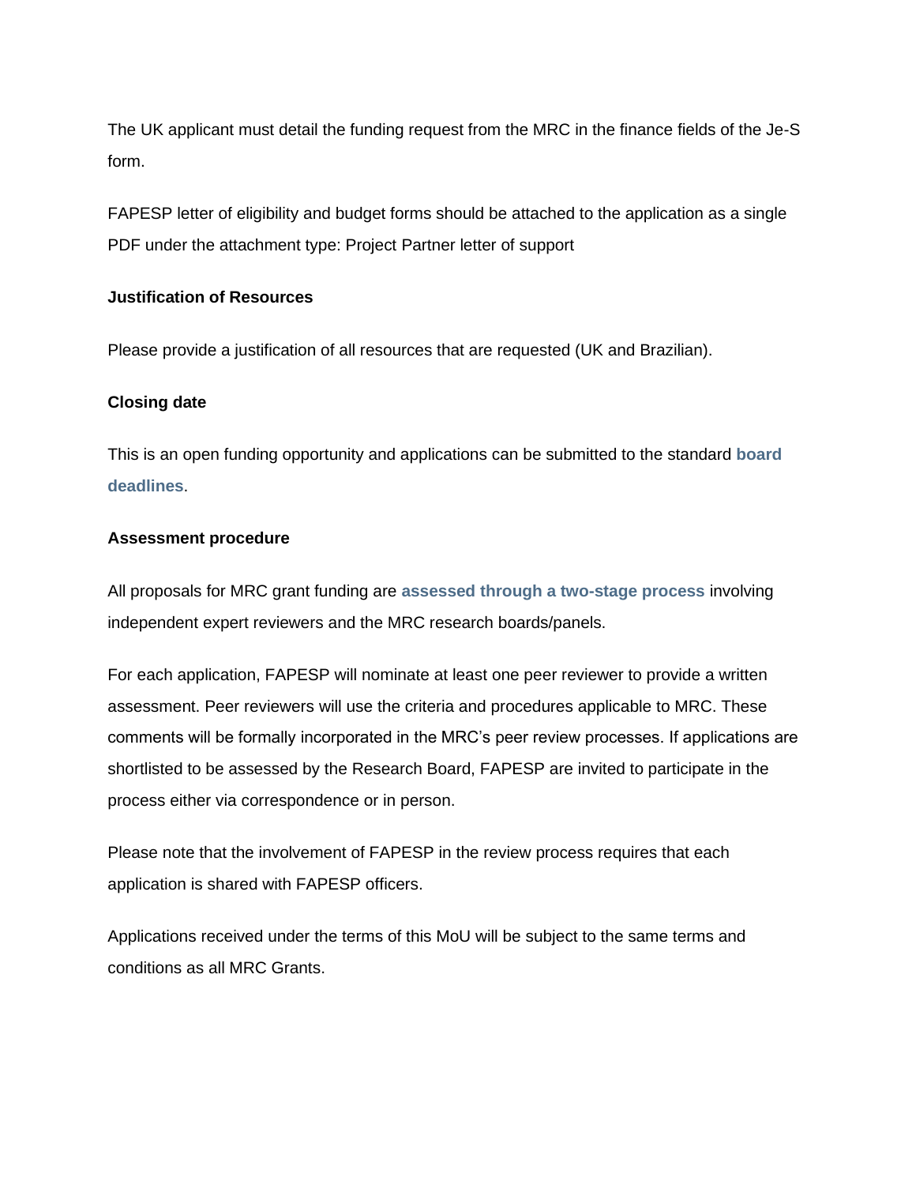The UK applicant must detail the funding request from the MRC in the finance fields of the Je-S form.

FAPESP letter of eligibility and budget forms should be attached to the application as a single PDF under the attachment type: Project Partner letter of support

**Justification of Resources**

Please provide a justification of all resources that are requested (UK and Brazilian).

**Closing date**

This is an open funding opportunity and applications can be submitted to the standard **board deadlines**.

**Assessment procedure**

All proposals for MRC grant funding are **assessed through a two-stage process** involving independent expert reviewers and the MRC research boards/panels.

For each application, FAPESP will nominate at least one peer reviewer to provide a written assessment. Peer reviewers will use the criteria and procedures applicable to MRC. These comments will be formally incorporated in the MRC's peer review processes. If applications are shortlisted to be assessed by the Research Board, FAPESP are invited to participate in the process either via correspondence or in person.

Please note that the involvement of FAPESP in the review process requires that each application is shared with FAPESP officers.

Applications received under the terms of this MoU will be subject to the same terms and conditions as all MRC Grants.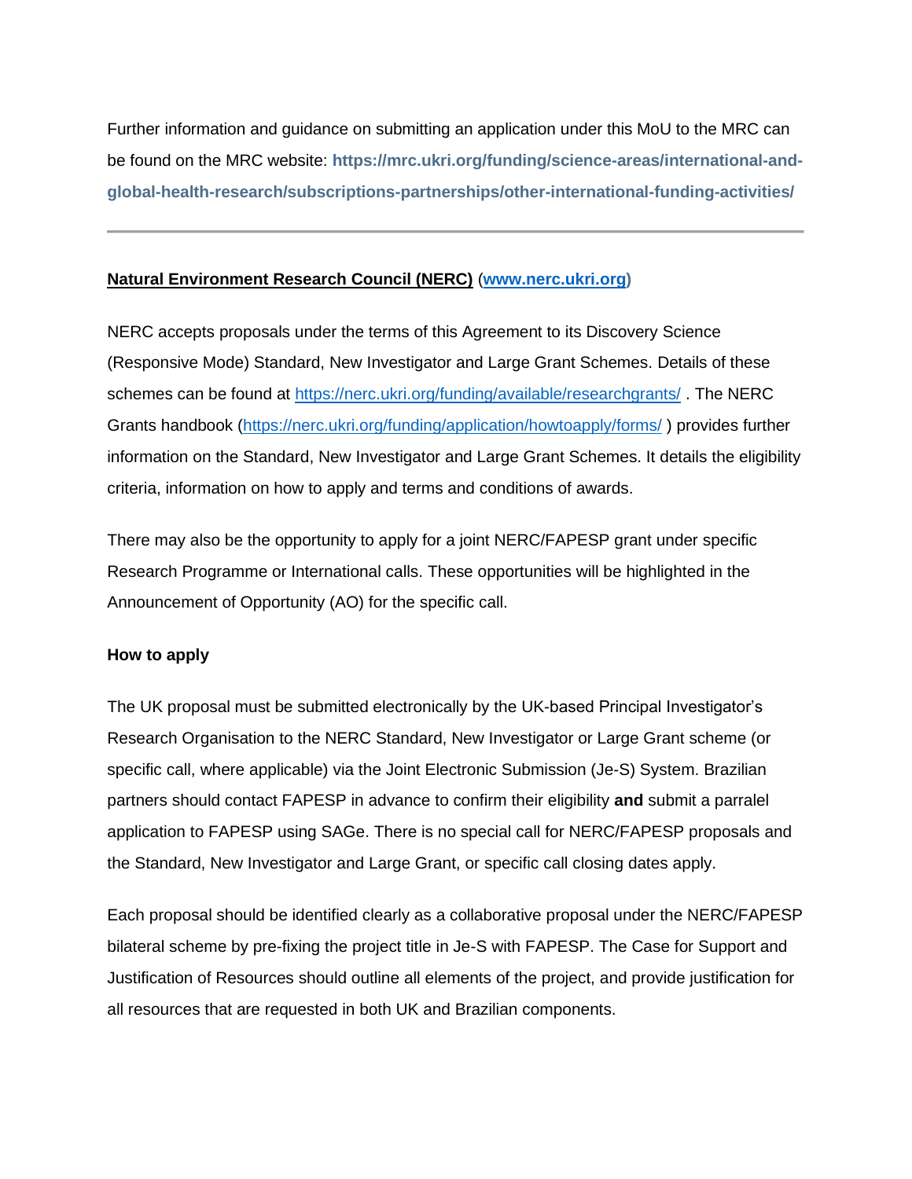Further information and guidance on submitting an application under this MoU to the MRC can be found on the MRC website: **https://mrc.ukri.org/funding/science-areas/international-and-global-health-research/subscriptions-partnerships/other-international-funding-activities/**

---

**Natural Environment Research Council (NERC)** (**www.nerc.ukri.org**)

NERC accepts proposals under the terms of this Agreement to its Discovery Science (Responsive Mode) Standard, New Investigator and Large Grant Schemes. Details of these schemes can be found at https://nerc.ukri.org/funding/available/researchgrants/ . The NERC Grants handbook (https://nerc.ukri.org/funding/application/howtoapply/forms/ ) provides further information on the Standard, New Investigator and Large Grant Schemes. It details the eligibility criteria, information on how to apply and terms and conditions of awards.

There may also be the opportunity to apply for a joint NERC/FAPESP grant under specific Research Programme or International calls. These opportunities will be highlighted in the Announcement of Opportunity (AO) for the specific call.

**How to apply**

The UK proposal must be submitted electronically by the UK-based Principal Investigator's Research Organisation to the NERC Standard, New Investigator or Large Grant scheme (or specific call, where applicable) via the Joint Electronic Submission (Je-S) System. Brazilian partners should contact FAPESP in advance to confirm their eligibility **and** submit a parralel application to FAPESP using SAGe. There is no special call for NERC/FAPESP proposals and the Standard, New Investigator and Large Grant, or specific call closing dates apply.

Each proposal should be identified clearly as a collaborative proposal under the NERC/FAPESP bilateral scheme by pre-fixing the project title in Je-S with FAPESP. The Case for Support and Justification of Resources should outline all elements of the project, and provide justification for all resources that are requested in both UK and Brazilian components.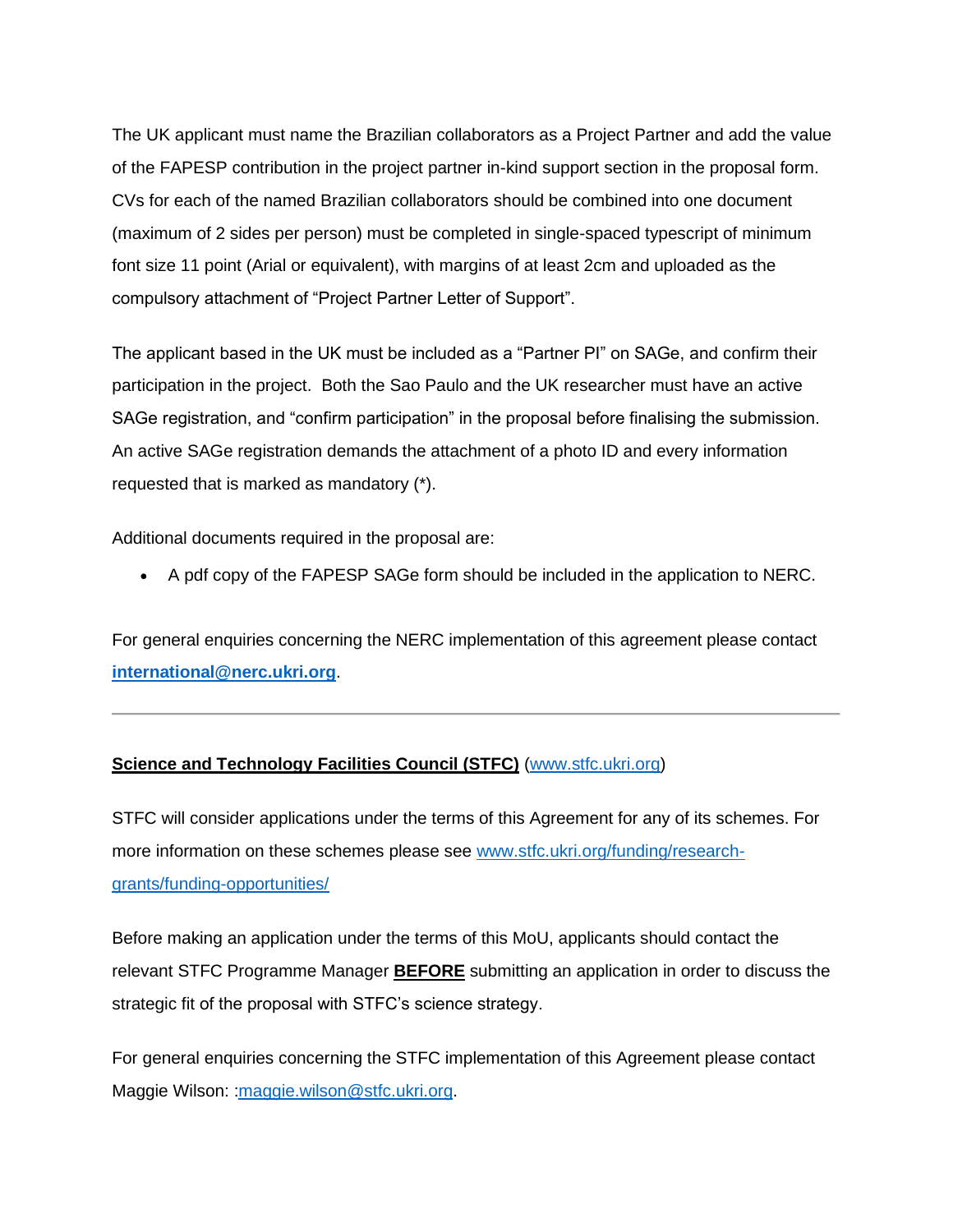The UK applicant must name the Brazilian collaborators as a Project Partner and add the value of the FAPESP contribution in the project partner in-kind support section in the proposal form. CVs for each of the named Brazilian collaborators should be combined into one document (maximum of 2 sides per person) must be completed in single-spaced typescript of minimum font size 11 point (Arial or equivalent), with margins of at least 2cm and uploaded as the compulsory attachment of "Project Partner Letter of Support".

The applicant based in the UK must be included as a "Partner PI" on SAGe, and confirm their participation in the project. Both the Sao Paulo and the UK researcher must have an active SAGe registration, and "confirm participation" in the proposal before finalising the submission. An active SAGe registration demands the attachment of a photo ID and every information requested that is marked as mandatory (*).

Additional documents required in the proposal are:

- A pdf copy of the FAPESP SAGe form should be included in the application to NERC.

For general enquiries concerning the NERC implementation of this agreement please contact **international@nerc.ukri.org**.

---

**Science and Technology Facilities Council (STFC)** (www.stfc.ukri.org)

STFC will consider applications under the terms of this Agreement for any of its schemes. For more information on these schemes please see www.stfc.ukri.org/funding/research-grants/funding-opportunities/

Before making an application under the terms of this MoU, applicants should contact the relevant STFC Programme Manager **BEFORE** submitting an application in order to discuss the strategic fit of the proposal with STFC's science strategy.

For general enquiries concerning the STFC implementation of this Agreement please contact Maggie Wilson: :maggie.wilson@stfc.ukri.org.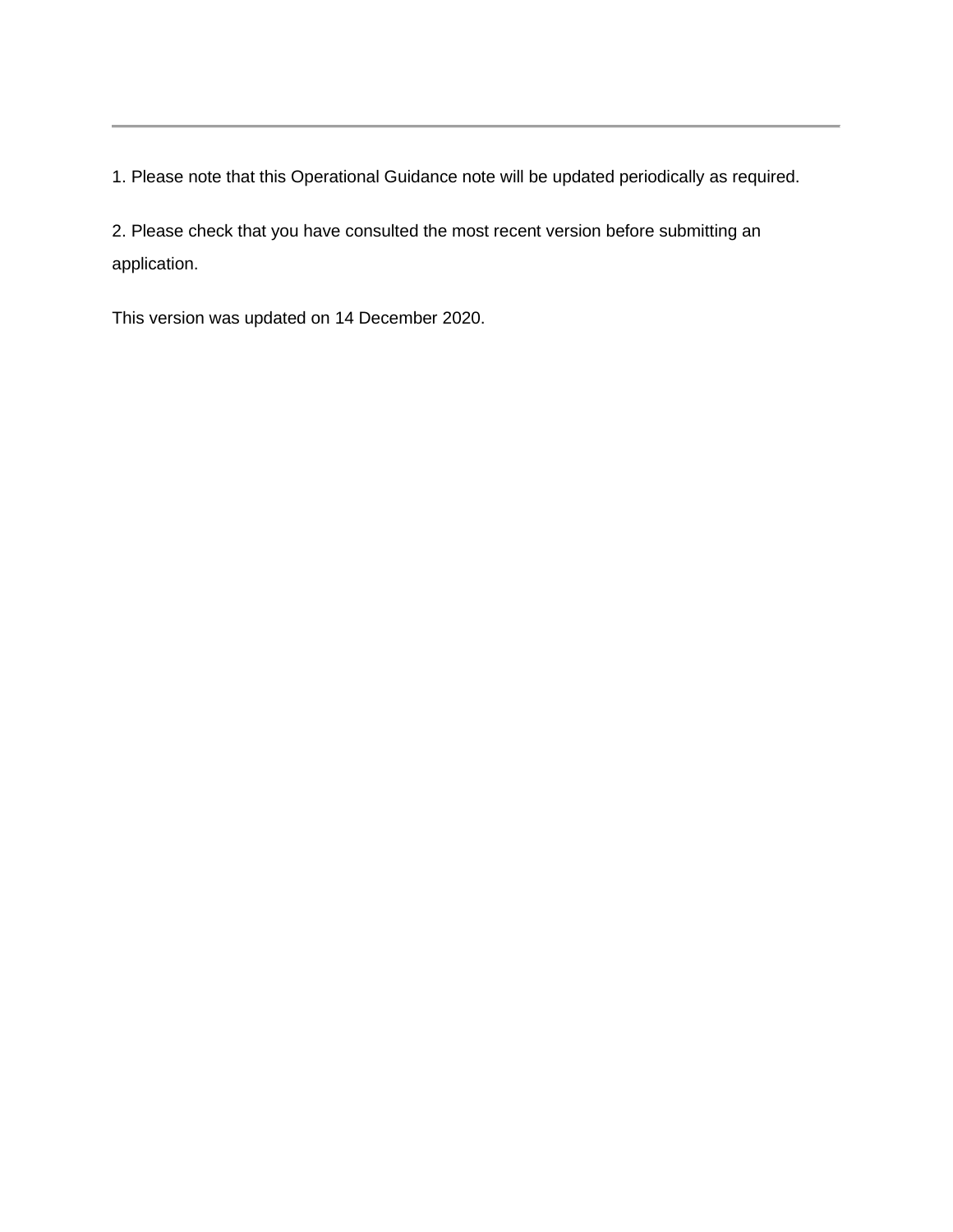---

1. Please note that this Operational Guidance note will be updated periodically as required.

2. Please check that you have consulted the most recent version before submitting an application.

This version was updated on 14 December 2020.